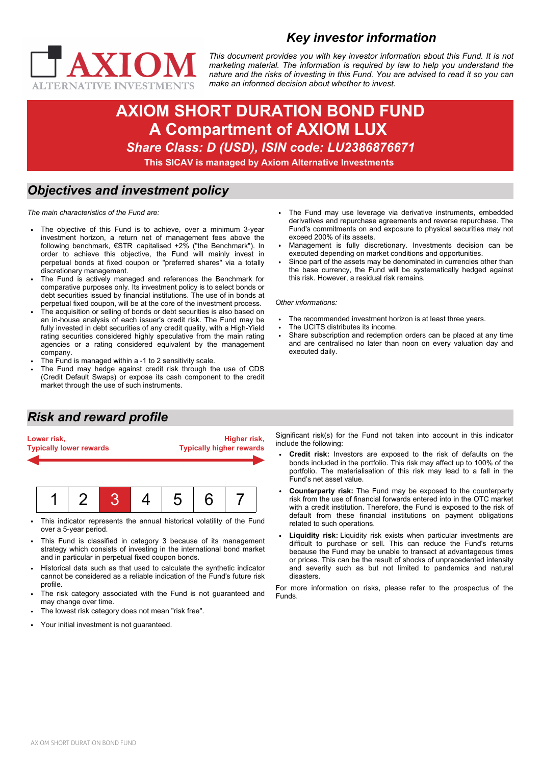AXIOM ALTERNATIVE INVESTMENTS

## Key investor information

*This document provides you with key investor information about this Fund. It is not marketing material. The information is required by law to help you understand the nature and the risks of investing in this Fund. You are advised to read it so you can make an informed decision about whether to invest.*

# AXIOM SHORT DURATION BOND FUND
# A Compartment of AXIOM LUX

***Share Class: D (USD), ISIN code: LU2386876671***

**This SICAV is managed by Axiom Alternative Investments**

## Objectives and investment policy

*The main characteristics of the Fund are:*

- The objective of this Fund is to achieve, over a minimum 3-year investment horizon, a return net of management fees above the following benchmark, €STR capitalised +2% ("the Benchmark"). In order to achieve this objective, the Fund will mainly invest in perpetual bonds at fixed coupon or "preferred shares" via a totally discretionary management.
- The Fund is actively managed and references the Benchmark for comparative purposes only. Its investment policy is to select bonds or debt securities issued by financial institutions. The use of in bonds at perpetual fixed coupon, will be at the core of the investment process.
- The acquisition or selling of bonds or debt securities is also based on an in-house analysis of each issuer's credit risk. The Fund may be fully invested in debt securities of any credit quality, with a High-Yield rating securities considered highly speculative from the main rating agencies or a rating considered equivalent by the management company.
- The Fund is managed within a -1 to 2 sensitivity scale.
- The Fund may hedge against credit risk through the use of CDS (Credit Default Swaps) or expose its cash component to the credit market through the use of such instruments.
- The Fund may use leverage via derivative instruments, embedded derivatives and repurchase agreements and reverse repurchase. The Fund's commitments on and exposure to physical securities may not exceed 200% of its assets.
- Management is fully discretionary. Investments decision can be executed depending on market conditions and opportunities.
- Since part of the assets may be denominated in currencies other than the base currency, the Fund will be systematically hedged against this risk. However, a residual risk remains.

*Other informations:*

- The recommended investment horizon is at least three years.
- The UCITS distributes its income.
- Share subscription and redemption orders can be placed at any time and are centralised no later than noon on every valuation day and executed daily.

## Risk and reward profile

**Lower risk, Typically lower rewards** — **Higher risk, Typically higher rewards**

| 1 | 2 | **3** | 4 | 5 | 6 | 7 |
|---|---|---|---|---|---|---|

- This indicator represents the annual historical volatility of the Fund over a 5-year period.
- This Fund is classified in category 3 because of its management strategy which consists of investing in the international bond market and in particular in perpetual fixed coupon bonds.
- Historical data such as that used to calculate the synthetic indicator cannot be considered as a reliable indication of the Fund's future risk profile.
- The risk category associated with the Fund is not guaranteed and may change over time.
- The lowest risk category does not mean "risk free".
- Your initial investment is not guaranteed.

Significant risk(s) for the Fund not taken into account in this indicator include the following:

- **Credit risk:** Investors are exposed to the risk of defaults on the bonds included in the portfolio. This risk may affect up to 100% of the portfolio. The materialisation of this risk may lead to a fall in the Fund's net asset value.
- **Counterparty risk:** The Fund may be exposed to the counterparty risk from the use of financial forwards entered into the OTC market with a credit institution. Therefore, the Fund is exposed to the risk of default from these financial institutions on payment obligations related to such operations.
- **Liquidity risk:** Liquidity risk exists when particular investments are difficult to purchase or sell. This can reduce the Fund's returns because the Fund may be unable to transact at advantageous times or prices. This can be the result of shocks of unprecedented intensity and severity such as but not limited to pandemics and natural disasters.

For more information on risks, please refer to the prospectus of the Funds.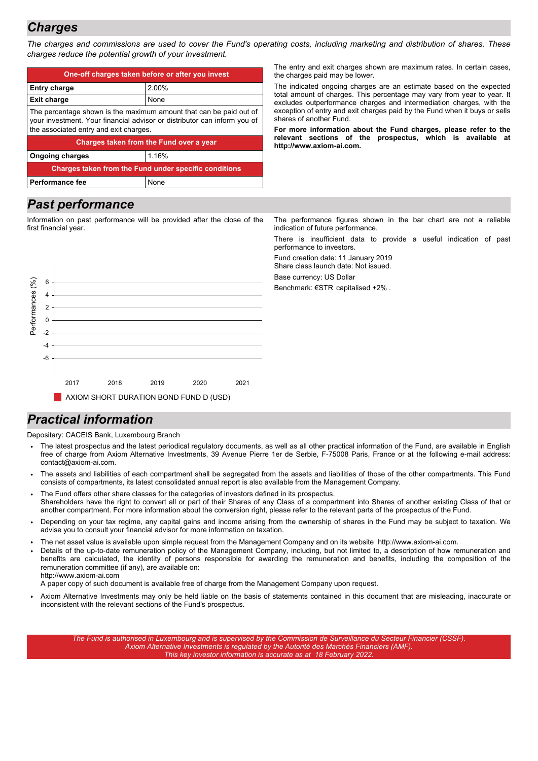## Charges

*The charges and commissions are used to cover the Fund's operating costs, including marketing and distribution of shares. These charges reduce the potential growth of your investment.*

| One-off charges taken before or after you invest | |
|---|---|
| **Entry charge** | 2.00% |
| **Exit charge** | None |
| The percentage shown is the maximum amount that can be paid out of your investment. Your financial advisor or distributor can inform you of the associated entry and exit charges. | |
| **Charges taken from the Fund over a year** | |
| **Ongoing charges** | 1.16% |
| **Charges taken from the Fund under specific conditions** | |
| **Performance fee** | None |

The entry and exit charges shown are maximum rates. In certain cases, the charges paid may be lower.

The indicated ongoing charges are an estimate based on the expected total amount of charges. This percentage may vary from year to year. It excludes outperformance charges and intermediation charges, with the exception of entry and exit charges paid by the Fund when it buys or sells shares of another Fund.

**For more information about the Fund charges, please refer to the relevant sections of the prospectus, which is available at http://www.axiom-ai.com.**

## Past performance

Information on past performance will be provided after the close of the first financial year.

Performances (%)
6
4
2
0
-2
-4
-6
2017
2018
2019
2020
2021
AXIOM SHORT DURATION BOND FUND D (USD)

The performance figures shown in the bar chart are not a reliable indication of future performance.

There is insufficient data to provide a useful indication of past performance to investors.

Fund creation date: 11 January 2019
Share class launch date: Not issued.

Base currency: US Dollar

Benchmark: €STR capitalised +2% .

## Practical information

Depositary: CACEIS Bank, Luxembourg Branch

- The latest prospectus and the latest periodical regulatory documents, as well as all other practical information of the Fund, are available in English free of charge from Axiom Alternative Investments, 39 Avenue Pierre 1er de Serbie, F-75008 Paris, France or at the following e-mail address: contact@axiom-ai.com.
- The assets and liabilities of each compartment shall be segregated from the assets and liabilities of those of the other compartments. This Fund consists of compartments, its latest consolidated annual report is also available from the Management Company.
- The Fund offers other share classes for the categories of investors defined in its prospectus.
  Shareholders have the right to convert all or part of their Shares of any Class of a compartment into Shares of another existing Class of that or another compartment. For more information about the conversion right, please refer to the relevant parts of the prospectus of the Fund.
- Depending on your tax regime, any capital gains and income arising from the ownership of shares in the Fund may be subject to taxation. We advise you to consult your financial advisor for more information on taxation.
- The net asset value is available upon simple request from the Management Company and on its website http://www.axiom-ai.com.
- Details of the up-to-date remuneration policy of the Management Company, including, but not limited to, a description of how remuneration and benefits are calculated, the identity of persons responsible for awarding the remuneration and benefits, including the composition of the remuneration committee (if any), are available on:
  http://www.axiom-ai.com
  A paper copy of such document is available free of charge from the Management Company upon request.
- Axiom Alternative Investments may only be held liable on the basis of statements contained in this document that are misleading, inaccurate or inconsistent with the relevant sections of the Fund's prospectus.

*The Fund is authorised in Luxembourg and is supervised by the Commission de Surveillance du Secteur Financier (CSSF).*
*Axiom Alternative Investments is regulated by the Autorité des Marchés Financiers (AMF).*
*This key investor information is accurate as at 18 February 2022.*